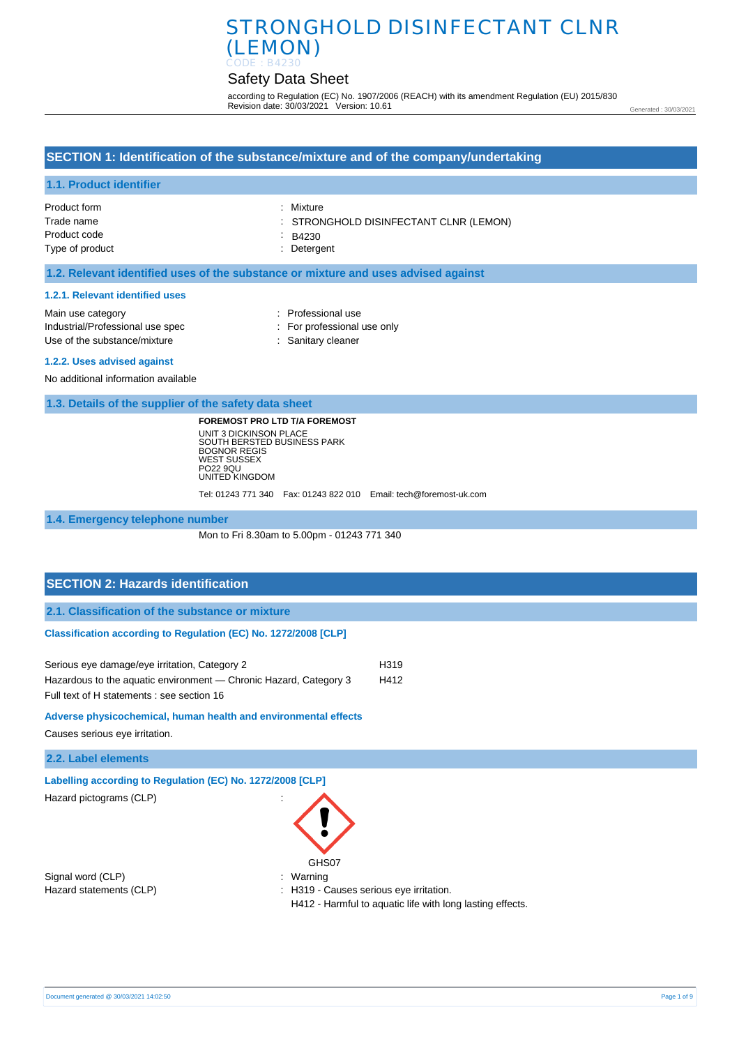# STRONGHOLD DISINFECTANT CLNR (LEMON)

CODE : B4230

## Safety Data Sheet

according to Regulation (EC) No. 1907/2006 (REACH) with its amendment Regulation (EU) 2015/830
Revision date: 30/03/2021 Version: 10.61

Generated : 30/03/2021

## SECTION 1: Identification of the substance/mixture and of the company/undertaking

### 1.1. Product identifier

| | |
|---|---|
| Product form | : Mixture |
| Trade name | : STRONGHOLD DISINFECTANT CLNR (LEMON) |
| Product code | : B4230 |
| Type of product | : Detergent |

### 1.2. Relevant identified uses of the substance or mixture and uses advised against

#### 1.2.1. Relevant identified uses

| | |
|---|---|
| Main use category | : Professional use |
| Industrial/Professional use spec | : For professional use only |
| Use of the substance/mixture | : Sanitary cleaner |

#### 1.2.2. Uses advised against

No additional information available

### 1.3. Details of the supplier of the safety data sheet

**FOREMOST PRO LTD T/A FOREMOST**
UNIT 3 DICKINSON PLACE
SOUTH BERSTED BUSINESS PARK
BOGNOR REGIS
WEST SUSSEX
PO22 9QU
UNITED KINGDOM

Tel: 01243 771 340 Fax: 01243 822 010 Email: tech@foremost-uk.com

### 1.4. Emergency telephone number

Mon to Fri 8.30am to 5.00pm - 01243 771 340

## SECTION 2: Hazards identification

### 2.1. Classification of the substance or mixture

#### Classification according to Regulation (EC) No. 1272/2008 [CLP]

| | |
|---|---|
| Serious eye damage/eye irritation, Category 2 | H319 |
| Hazardous to the aquatic environment — Chronic Hazard, Category 3 | H412 |

Full text of H statements : see section 16

#### Adverse physicochemical, human health and environmental effects

Causes serious eye irritation.

### 2.2. Label elements

#### Labelling according to Regulation (EC) No. 1272/2008 [CLP]

Hazard pictograms (CLP) :

GHS07

| | |
|---|---|
| Signal word (CLP) | : Warning |
| Hazard statements (CLP) | : H319 - Causes serious eye irritation.<br>H412 - Harmful to aquatic life with long lasting effects. |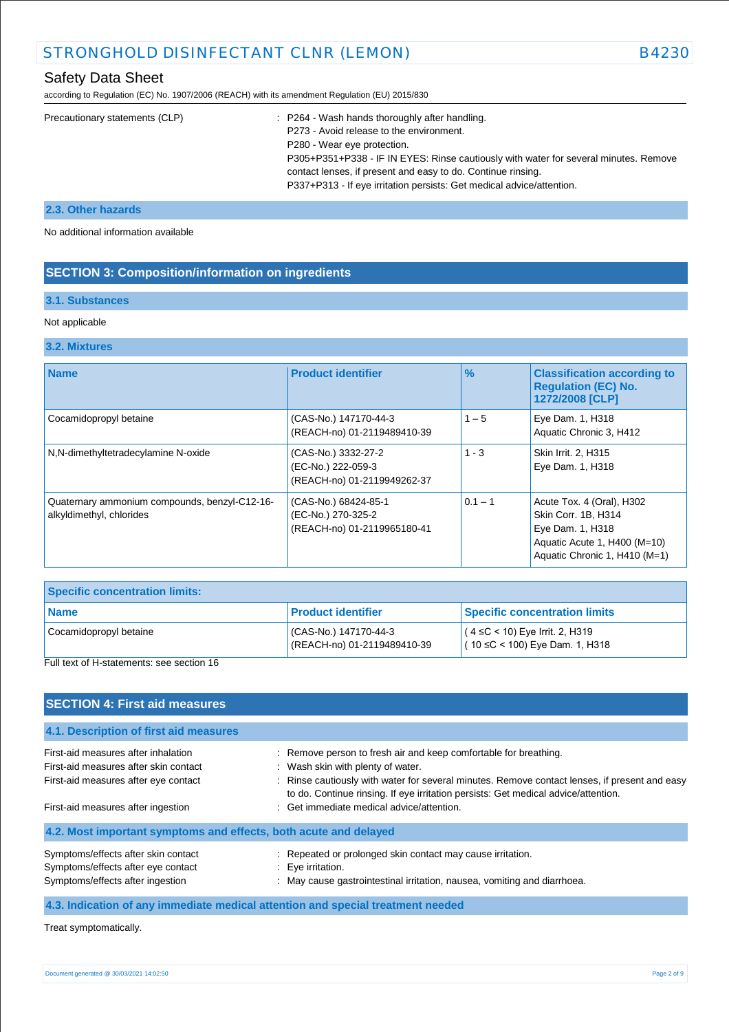| | |
|---|---|
| Precautionary statements (CLP) | : P264 - Wash hands thoroughly after handling.<br>P273 - Avoid release to the environment.<br>P280 - Wear eye protection.<br>P305+P351+P338 - IF IN EYES: Rinse cautiously with water for several minutes. Remove contact lenses, if present and easy to do. Continue rinsing.<br>P337+P313 - If eye irritation persists: Get medical advice/attention. |

### 2.3. Other hazards

No additional information available

## SECTION 3: Composition/information on ingredients

### 3.1. Substances

Not applicable

### 3.2. Mixtures

| Name | Product identifier | % | Classification according to Regulation (EC) No. 1272/2008 [CLP] |
|---|---|---|---|
| Cocamidopropyl betaine | (CAS-No.) 147170-44-3<br>(REACH-no) 01-2119489410-39 | 1 – 5 | Eye Dam. 1, H318<br>Aquatic Chronic 3, H412 |
| N,N-dimethyltetradecylamine N-oxide | (CAS-No.) 3332-27-2<br>(EC-No.) 222-059-3<br>(REACH-no) 01-2119949262-37 | 1 - 3 | Skin Irrit. 2, H315<br>Eye Dam. 1, H318 |
| Quaternary ammonium compounds, benzyl-C12-16-alkyldimethyl, chlorides | (CAS-No.) 68424-85-1<br>(EC-No.) 270-325-2<br>(REACH-no) 01-2119965180-41 | 0.1 – 1 | Acute Tox. 4 (Oral), H302<br>Skin Corr. 1B, H314<br>Eye Dam. 1, H318<br>Aquatic Acute 1, H400 (M=10)<br>Aquatic Chronic 1, H410 (M=1) |

| Specific concentration limits: | | |
|---|---|---|
| **Name** | **Product identifier** | **Specific concentration limits** |
| Cocamidopropyl betaine | (CAS-No.) 147170-44-3<br>(REACH-no) 01-2119489410-39 | ( 4 ≤C < 10) Eye Irrit. 2, H319<br>( 10 ≤C < 100) Eye Dam. 1, H318 |

Full text of H-statements: see section 16

## SECTION 4: First aid measures

### 4.1. Description of first aid measures

| | |
|---|---|
| First-aid measures after inhalation | : Remove person to fresh air and keep comfortable for breathing. |
| First-aid measures after skin contact | : Wash skin with plenty of water. |
| First-aid measures after eye contact | : Rinse cautiously with water for several minutes. Remove contact lenses, if present and easy to do. Continue rinsing. If eye irritation persists: Get medical advice/attention. |
| First-aid measures after ingestion | : Get immediate medical advice/attention. |

### 4.2. Most important symptoms and effects, both acute and delayed

| | |
|---|---|
| Symptoms/effects after skin contact | : Repeated or prolonged skin contact may cause irritation. |
| Symptoms/effects after eye contact | : Eye irritation. |
| Symptoms/effects after ingestion | : May cause gastrointestinal irritation, nausea, vomiting and diarrhoea. |

### 4.3. Indication of any immediate medical attention and special treatment needed

Treat symptomatically.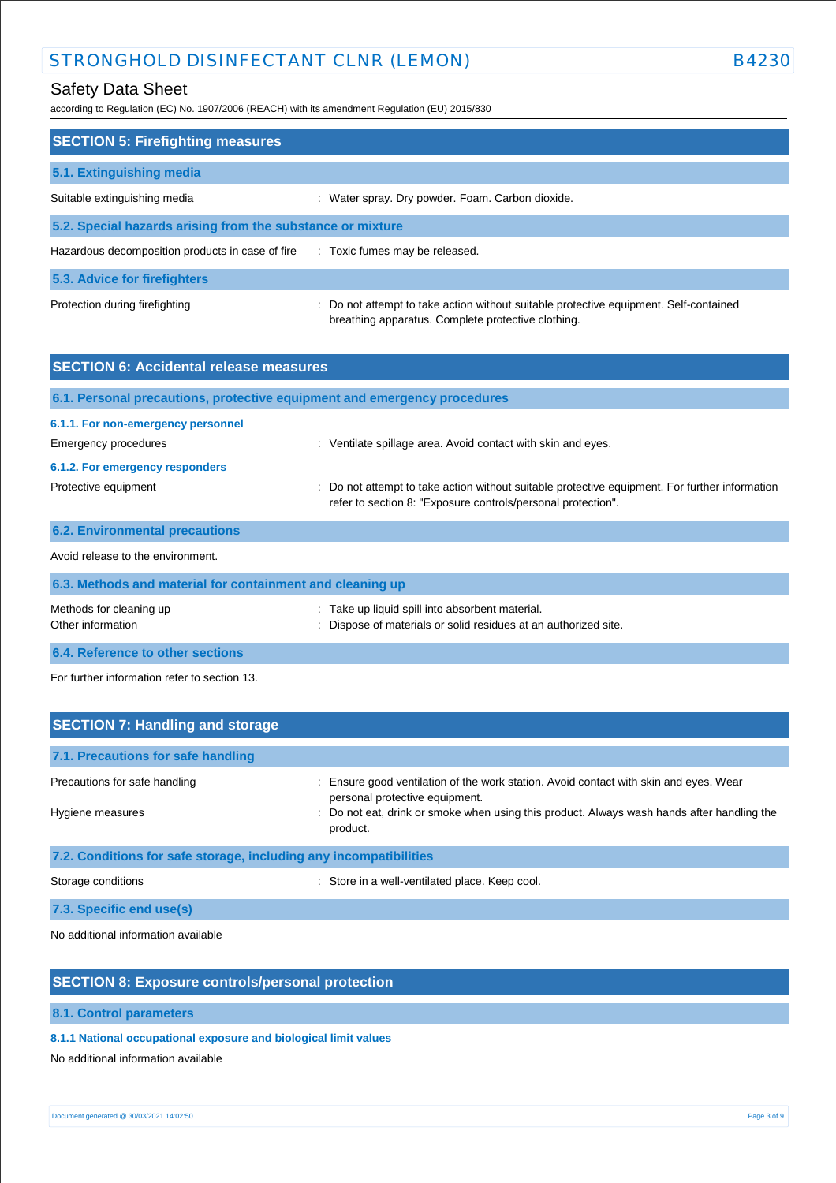## SECTION 5: Firefighting measures

### 5.1. Extinguishing media

Suitable extinguishing media : Water spray. Dry powder. Foam. Carbon dioxide.

### 5.2. Special hazards arising from the substance or mixture

Hazardous decomposition products in case of fire : Toxic fumes may be released.

### 5.3. Advice for firefighters

Protection during firefighting : Do not attempt to take action without suitable protective equipment. Self-contained breathing apparatus. Complete protective clothing.

## SECTION 6: Accidental release measures

### 6.1. Personal precautions, protective equipment and emergency procedures

#### 6.1.1. For non-emergency personnel

Emergency procedures : Ventilate spillage area. Avoid contact with skin and eyes.

#### 6.1.2. For emergency responders

Protective equipment : Do not attempt to take action without suitable protective equipment. For further information refer to section 8: "Exposure controls/personal protection".

### 6.2. Environmental precautions

Avoid release to the environment.

### 6.3. Methods and material for containment and cleaning up

Methods for cleaning up : Take up liquid spill into absorbent material.

Other information : Dispose of materials or solid residues at an authorized site.

### 6.4. Reference to other sections

For further information refer to section 13.

## SECTION 7: Handling and storage

### 7.1. Precautions for safe handling

Precautions for safe handling : Ensure good ventilation of the work station. Avoid contact with skin and eyes. Wear personal protective equipment.

Hygiene measures : Do not eat, drink or smoke when using this product. Always wash hands after handling the product.

### 7.2. Conditions for safe storage, including any incompatibilities

Storage conditions : Store in a well-ventilated place. Keep cool.

### 7.3. Specific end use(s)

No additional information available

## SECTION 8: Exposure controls/personal protection

### 8.1. Control parameters

#### 8.1.1 National occupational exposure and biological limit values

No additional information available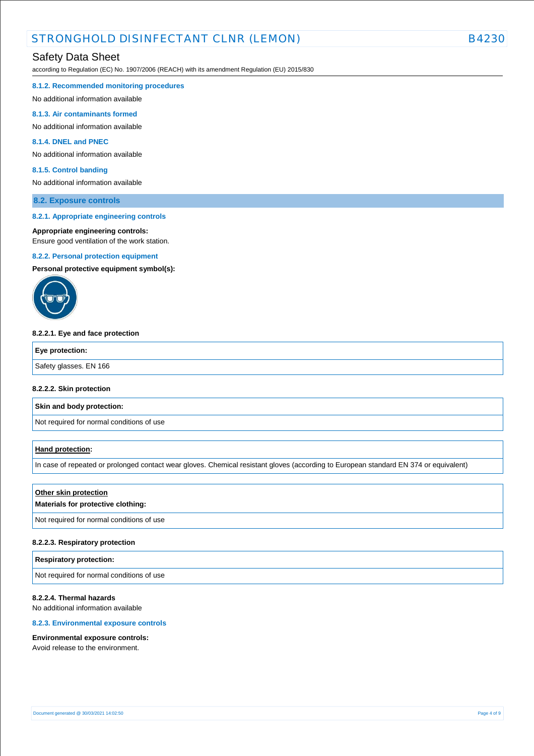#### 8.1.2. Recommended monitoring procedures

No additional information available

#### 8.1.3. Air contaminants formed

No additional information available

#### 8.1.4. DNEL and PNEC

No additional information available

#### 8.1.5. Control banding

No additional information available

### 8.2. Exposure controls

#### 8.2.1. Appropriate engineering controls

**Appropriate engineering controls:**
Ensure good ventilation of the work station.

#### 8.2.2. Personal protection equipment

**Personal protective equipment symbol(s):**

**8.2.2.1. Eye and face protection**

| Eye protection: |
|---|
| Safety glasses. EN 166 |

**8.2.2.2. Skin protection**

| Skin and body protection: |
|---|
| Not required for normal conditions of use |

| **Hand protection**: |
|---|
| In case of repeated or prolonged contact wear gloves. Chemical resistant gloves (according to European standard EN 374 or equivalent) |

| **Other skin protection**<br>**Materials for protective clothing:** |
|---|
| Not required for normal conditions of use |

**8.2.2.3. Respiratory protection**

| Respiratory protection: |
|---|
| Not required for normal conditions of use |

**8.2.2.4. Thermal hazards**
No additional information available

#### 8.2.3. Environmental exposure controls

**Environmental exposure controls:**
Avoid release to the environment.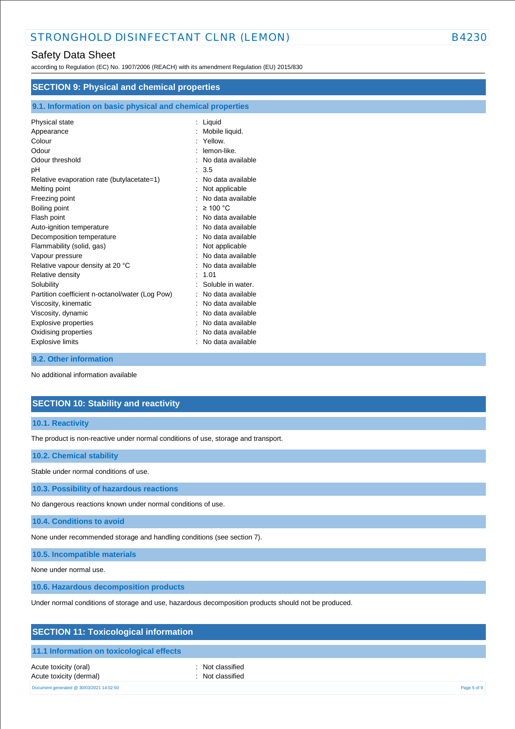## SECTION 9: Physical and chemical properties

### 9.1. Information on basic physical and chemical properties

| | |
|---|---|
| Physical state | : Liquid |
| Appearance | : Mobile liquid. |
| Colour | : Yellow. |
| Odour | : lemon-like. |
| Odour threshold | : No data available |
| pH | : 3.5 |
| Relative evaporation rate (butylacetate=1) | : No data available |
| Melting point | : Not applicable |
| Freezing point | : No data available |
| Boiling point | : ≥ 100 °C |
| Flash point | : No data available |
| Auto-ignition temperature | : No data available |
| Decomposition temperature | : No data available |
| Flammability (solid, gas) | : Not applicable |
| Vapour pressure | : No data available |
| Relative vapour density at 20 °C | : No data available |
| Relative density | : 1.01 |
| Solubility | : Soluble in water. |
| Partition coefficient n-octanol/water (Log Pow) | : No data available |
| Viscosity, kinematic | : No data available |
| Viscosity, dynamic | : No data available |
| Explosive properties | : No data available |
| Oxidising properties | : No data available |
| Explosive limits | : No data available |

### 9.2. Other information

No additional information available

## SECTION 10: Stability and reactivity

### 10.1. Reactivity

The product is non-reactive under normal conditions of use, storage and transport.

### 10.2. Chemical stability

Stable under normal conditions of use.

### 10.3. Possibility of hazardous reactions

No dangerous reactions known under normal conditions of use.

### 10.4. Conditions to avoid

None under recommended storage and handling conditions (see section 7).

### 10.5. Incompatible materials

None under normal use.

### 10.6. Hazardous decomposition products

Under normal conditions of storage and use, hazardous decomposition products should not be produced.

## SECTION 11: Toxicological information

### 11.1 Information on toxicological effects

| | |
|---|---|
| Acute toxicity (oral) | : Not classified |
| Acute toxicity (dermal) | : Not classified |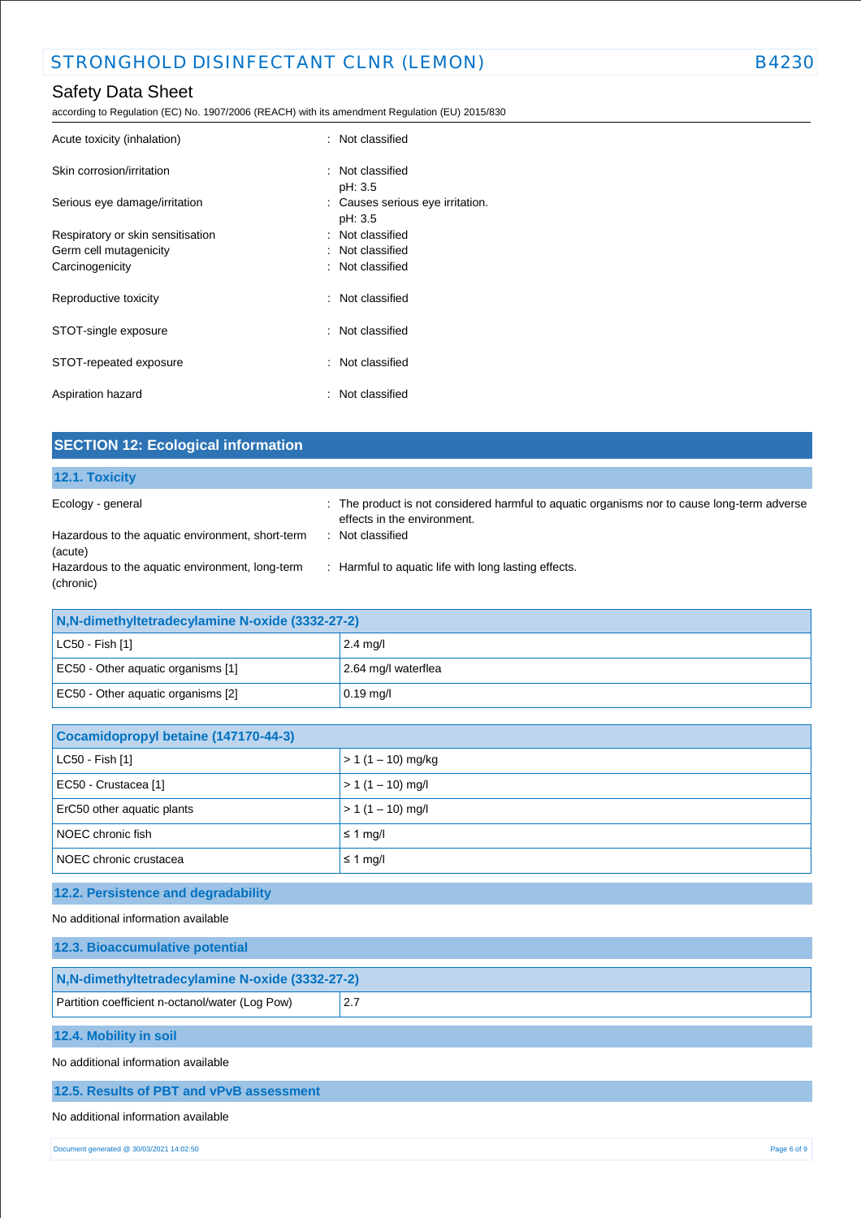| | |
|---|---|
| Acute toxicity (inhalation) | : Not classified |
| Skin corrosion/irritation | : Not classified<br>pH: 3.5 |
| Serious eye damage/irritation | : Causes serious eye irritation.<br>pH: 3.5 |
| Respiratory or skin sensitisation | : Not classified |
| Germ cell mutagenicity | : Not classified |
| Carcinogenicity | : Not classified |
| Reproductive toxicity | : Not classified |
| STOT-single exposure | : Not classified |
| STOT-repeated exposure | : Not classified |
| Aspiration hazard | : Not classified |

## SECTION 12: Ecological information

### 12.1. Toxicity

| | |
|---|---|
| Ecology - general | : The product is not considered harmful to aquatic organisms nor to cause long-term adverse effects in the environment. |
| Hazardous to the aquatic environment, short-term (acute) | : Not classified |
| Hazardous to the aquatic environment, long-term (chronic) | : Harmful to aquatic life with long lasting effects. |

| N,N-dimethyltetradecylamine N-oxide (3332-27-2) | |
|---|---|
| LC50 - Fish [1] | 2.4 mg/l |
| EC50 - Other aquatic organisms [1] | 2.64 mg/l waterflea |
| EC50 - Other aquatic organisms [2] | 0.19 mg/l |

| Cocamidopropyl betaine (147170-44-3) | |
|---|---|
| LC50 - Fish [1] | > 1 (1 – 10) mg/kg |
| EC50 - Crustacea [1] | > 1 (1 – 10) mg/l |
| ErC50 other aquatic plants | > 1 (1 – 10) mg/l |
| NOEC chronic fish | ≤ 1 mg/l |
| NOEC chronic crustacea | ≤ 1 mg/l |

### 12.2. Persistence and degradability

No additional information available

### 12.3. Bioaccumulative potential

| N,N-dimethyltetradecylamine N-oxide (3332-27-2) | |
|---|---|
| Partition coefficient n-octanol/water (Log Pow) | 2.7 |

### 12.4. Mobility in soil

No additional information available

### 12.5. Results of PBT and vPvB assessment

No additional information available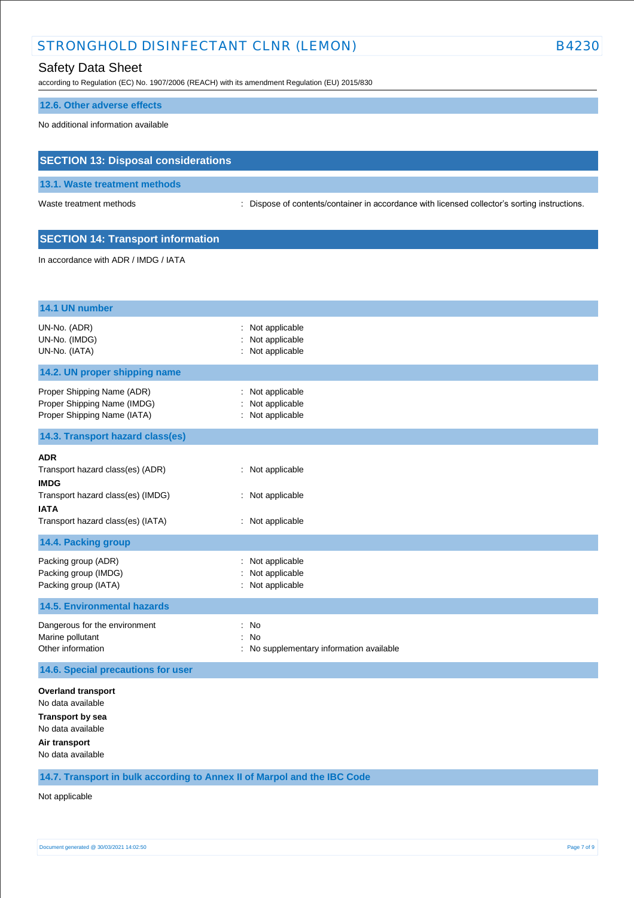### 12.6. Other adverse effects

No additional information available

## SECTION 13: Disposal considerations

### 13.1. Waste treatment methods

Waste treatment methods : Dispose of contents/container in accordance with licensed collector's sorting instructions.

## SECTION 14: Transport information

In accordance with ADR / IMDG / IATA

### 14.1 UN number

UN-No. (ADR) : Not applicable
UN-No. (IMDG) : Not applicable
UN-No. (IATA) : Not applicable

### 14.2. UN proper shipping name

Proper Shipping Name (ADR) : Not applicable
Proper Shipping Name (IMDG) : Not applicable
Proper Shipping Name (IATA) : Not applicable

### 14.3. Transport hazard class(es)

**ADR**
Transport hazard class(es) (ADR) : Not applicable

**IMDG**
Transport hazard class(es) (IMDG) : Not applicable

**IATA**
Transport hazard class(es) (IATA) : Not applicable

### 14.4. Packing group

Packing group (ADR) : Not applicable
Packing group (IMDG) : Not applicable
Packing group (IATA) : Not applicable

### 14.5. Environmental hazards

Dangerous for the environment : No
Marine pollutant : No
Other information : No supplementary information available

### 14.6. Special precautions for user

**Overland transport**
No data available

**Transport by sea**
No data available

**Air transport**
No data available

### 14.7. Transport in bulk according to Annex II of Marpol and the IBC Code

Not applicable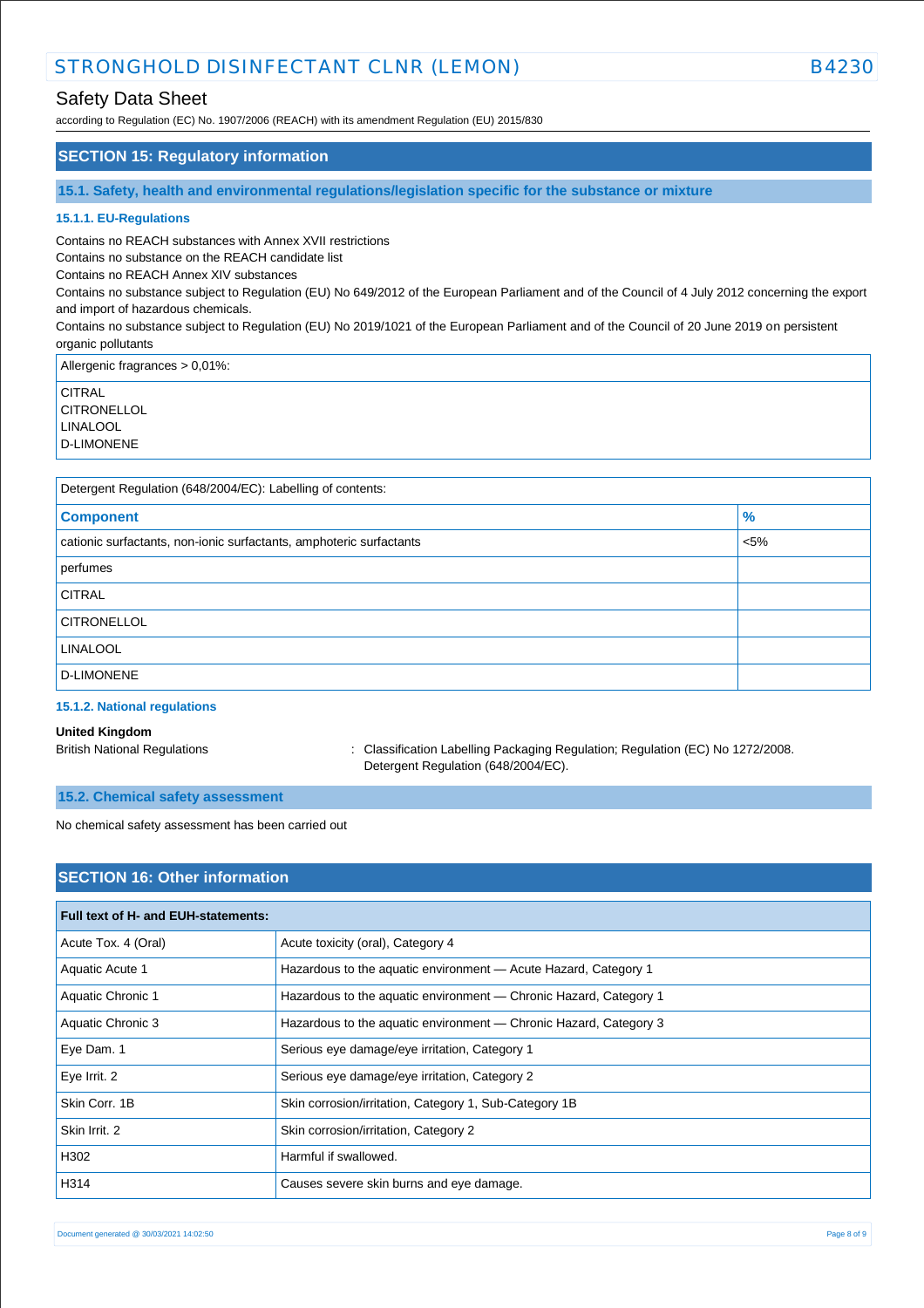## SECTION 15: Regulatory information

### 15.1. Safety, health and environmental regulations/legislation specific for the substance or mixture

#### 15.1.1. EU-Regulations

Contains no REACH substances with Annex XVII restrictions
Contains no substance on the REACH candidate list
Contains no REACH Annex XIV substances
Contains no substance subject to Regulation (EU) No 649/2012 of the European Parliament and of the Council of 4 July 2012 concerning the export and import of hazardous chemicals.
Contains no substance subject to Regulation (EU) No 2019/1021 of the European Parliament and of the Council of 20 June 2019 on persistent organic pollutants

| Allergenic fragrances > 0,01%: |
|---|
| CITRAL<br>CITRONELLOL<br>LINALOOL<br>D-LIMONENE |

| Detergent Regulation (648/2004/EC): Labelling of contents: | |
|---|---|
| **Component** | **%** |
| cationic surfactants, non-ionic surfactants, amphoteric surfactants | <5% |
| perfumes | |
| CITRAL | |
| CITRONELLOL | |
| LINALOOL | |
| D-LIMONENE | |

#### 15.1.2. National regulations

**United Kingdom**

British National Regulations : Classification Labelling Packaging Regulation; Regulation (EC) No 1272/2008. Detergent Regulation (648/2004/EC).

### 15.2. Chemical safety assessment

No chemical safety assessment has been carried out

## SECTION 16: Other information

| Full text of H- and EUH-statements: | |
|---|---|
| Acute Tox. 4 (Oral) | Acute toxicity (oral), Category 4 |
| Aquatic Acute 1 | Hazardous to the aquatic environment — Acute Hazard, Category 1 |
| Aquatic Chronic 1 | Hazardous to the aquatic environment — Chronic Hazard, Category 1 |
| Aquatic Chronic 3 | Hazardous to the aquatic environment — Chronic Hazard, Category 3 |
| Eye Dam. 1 | Serious eye damage/eye irritation, Category 1 |
| Eye Irrit. 2 | Serious eye damage/eye irritation, Category 2 |
| Skin Corr. 1B | Skin corrosion/irritation, Category 1, Sub-Category 1B |
| Skin Irrit. 2 | Skin corrosion/irritation, Category 2 |
| H302 | Harmful if swallowed. |
| H314 | Causes severe skin burns and eye damage. |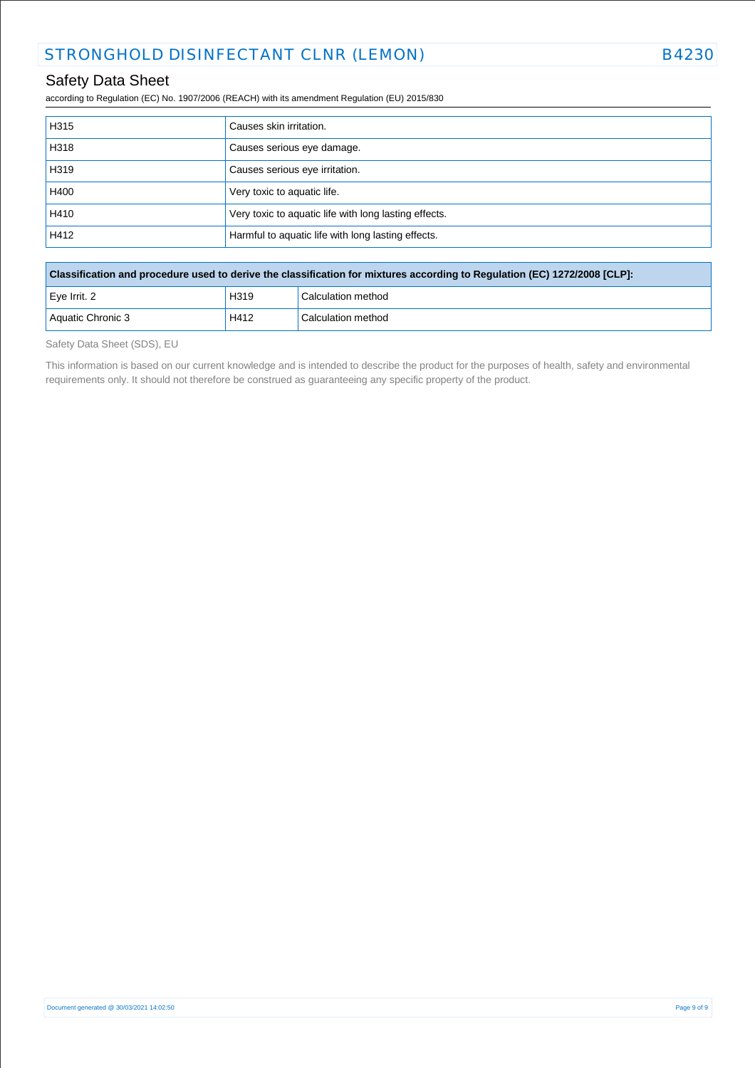| | |
|---|---|
| H315 | Causes skin irritation. |
| H318 | Causes serious eye damage. |
| H319 | Causes serious eye irritation. |
| H400 | Very toxic to aquatic life. |
| H410 | Very toxic to aquatic life with long lasting effects. |
| H412 | Harmful to aquatic life with long lasting effects. |

| Classification and procedure used to derive the classification for mixtures according to Regulation (EC) 1272/2008 [CLP]: | | |
|---|---|---|
| Eye Irrit. 2 | H319 | Calculation method |
| Aquatic Chronic 3 | H412 | Calculation method |

Safety Data Sheet (SDS), EU

This information is based on our current knowledge and is intended to describe the product for the purposes of health, safety and environmental requirements only. It should not therefore be construed as guaranteeing any specific property of the product.